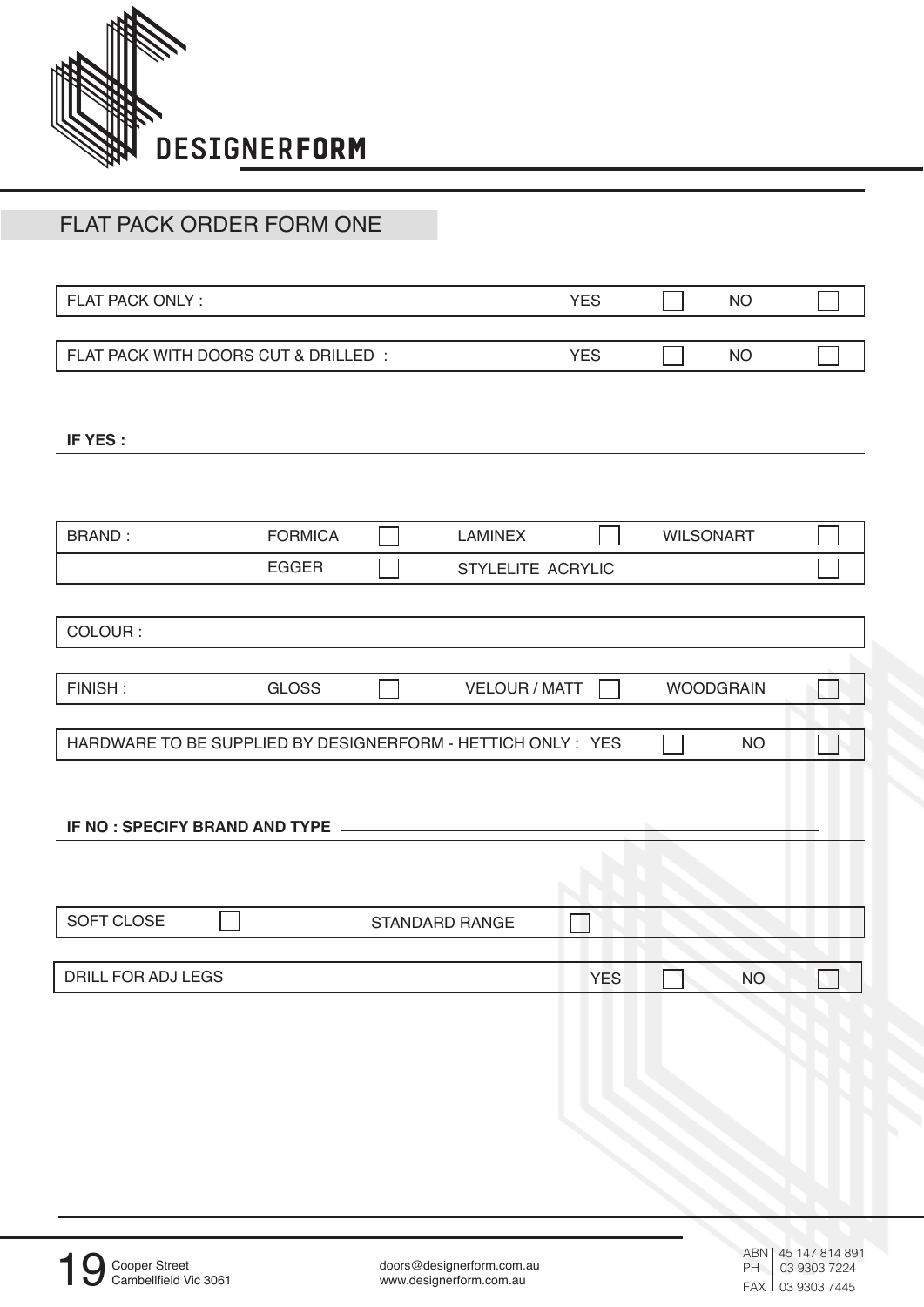DESIGNERFORM

## FLAT PACK ORDER FORM ONE

| FLAT PACK ONLY : | YES ☐ | NO ☐ |
|---|---|---|

| FLAT PACK WITH DOORS CUT & DRILLED : | YES ☐ | NO ☐ |
|---|---|---|

**IF YES :**

| BRAND : | FORMICA ☐ | LAMINEX ☐ | WILSONART ☐ |
|---|---|---|---|
| | EGGER ☐ | STYLELITE ACRYLIC | ☐ |

| COLOUR : |
|---|

| FINISH : | GLOSS ☐ | VELOUR / MATT ☐ | WOODGRAIN ☐ |
|---|---|---|---|

| HARDWARE TO BE SUPPLIED BY DESIGNERFORM - HETTICH ONLY : | YES ☐ | NO ☐ |
|---|---|---|

**IF NO : SPECIFY BRAND AND TYPE** ______________________________________________

| SOFT CLOSE ☐ | STANDARD RANGE ☐ |
|---|---|

| DRILL FOR ADJ LEGS | YES ☐ | NO ☐ |
|---|---|---|

19 Cooper Street
Cambellfield Vic 3061

doors@designerform.com.au
www.designerform.com.au

ABN 45 147 814 891
PH 03 9303 7224
FAX 03 9303 7445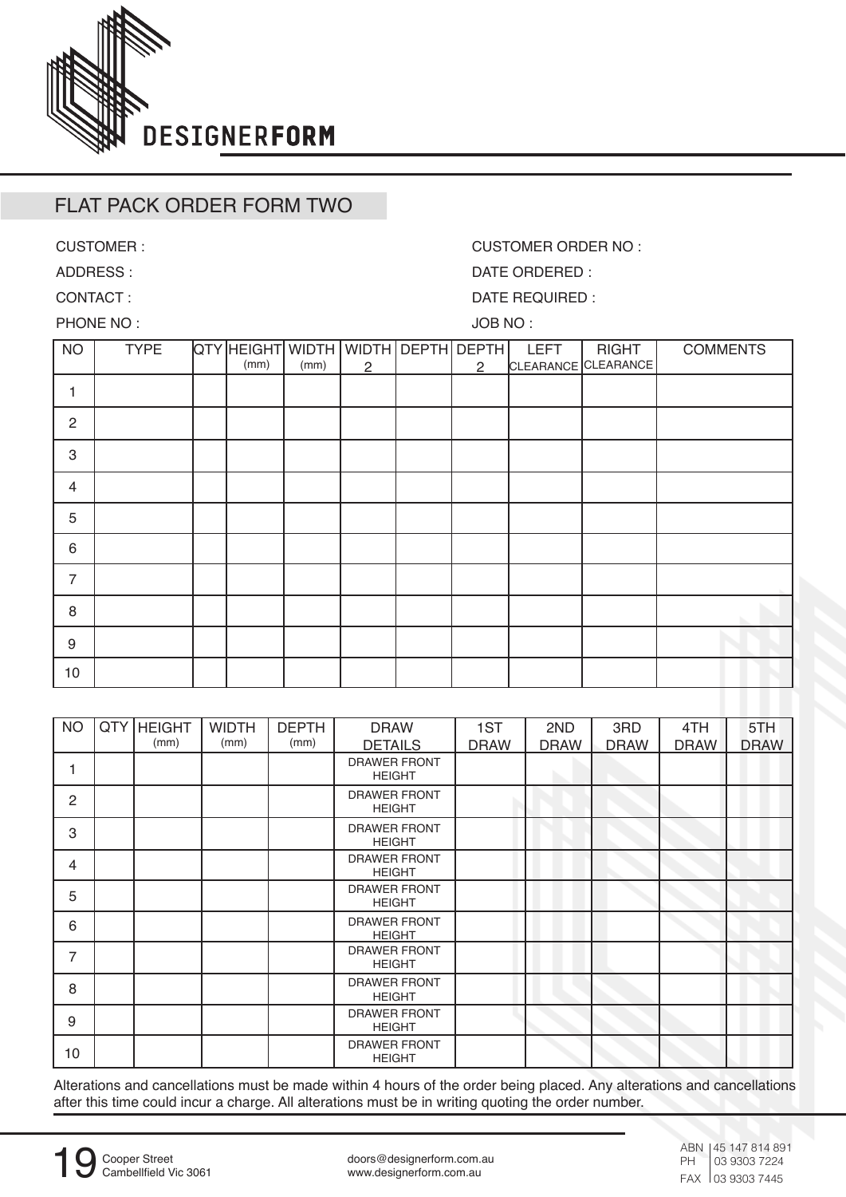DESIGNERFORM

## FLAT PACK ORDER FORM TWO

CUSTOMER :

ADDRESS :

CONTACT :

PHONE NO :

CUSTOMER ORDER NO :

DATE ORDERED :

DATE REQUIRED :

JOB NO :

| NO | TYPE | QTY | HEIGHT (mm) | WIDTH (mm) | WIDTH 2 | DEPTH | DEPTH 2 | LEFT CLEARANCE | RIGHT CLEARANCE | COMMENTS |
|---|---|---|---|---|---|---|---|---|---|---|
| 1 | | | | | | | | | | |
| 2 | | | | | | | | | | |
| 3 | | | | | | | | | | |
| 4 | | | | | | | | | | |
| 5 | | | | | | | | | | |
| 6 | | | | | | | | | | |
| 7 | | | | | | | | | | |
| 8 | | | | | | | | | | |
| 9 | | | | | | | | | | |
| 10 | | | | | | | | | | |

| NO | QTY | HEIGHT (mm) | WIDTH (mm) | DEPTH (mm) | DRAW DETAILS | 1ST DRAW | 2ND DRAW | 3RD DRAW | 4TH DRAW | 5TH DRAW |
|---|---|---|---|---|---|---|---|---|---|---|
| 1 | | | | | DRAWER FRONT HEIGHT | | | | | |
| 2 | | | | | DRAWER FRONT HEIGHT | | | | | |
| 3 | | | | | DRAWER FRONT HEIGHT | | | | | |
| 4 | | | | | DRAWER FRONT HEIGHT | | | | | |
| 5 | | | | | DRAWER FRONT HEIGHT | | | | | |
| 6 | | | | | DRAWER FRONT HEIGHT | | | | | |
| 7 | | | | | DRAWER FRONT HEIGHT | | | | | |
| 8 | | | | | DRAWER FRONT HEIGHT | | | | | |
| 9 | | | | | DRAWER FRONT HEIGHT | | | | | |
| 10 | | | | | DRAWER FRONT HEIGHT | | | | | |

Alterations and cancellations must be made within 4 hours of the order being placed. Any alterations and cancellations after this time could incur a charge. All alterations must be in writing quoting the order number.

19 Cooper Street
Cambellfield Vic 3061

doors@designerform.com.au
www.designerform.com.au

ABN 45 147 814 891
PH 03 9303 7224
FAX 03 9303 7445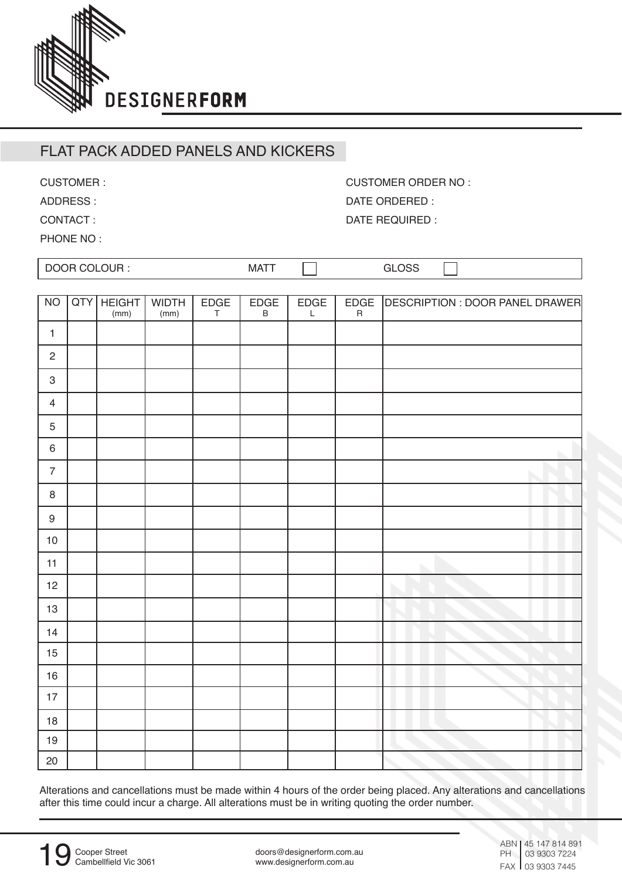DESIGNERFORM

# FLAT PACK ADDED PANELS AND KICKERS

CUSTOMER :

ADDRESS :

CONTACT :

PHONE NO :

CUSTOMER ORDER NO :

DATE ORDERED :

DATE REQUIRED :

DOOR COLOUR : MATT ☐ GLOSS ☐

| NO | QTY | HEIGHT (mm) | WIDTH (mm) | EDGE T | EDGE B | EDGE L | EDGE R | DESCRIPTION : DOOR PANEL DRAWER |
|---|---|---|---|---|---|---|---|---|
| 1 | | | | | | | | |
| 2 | | | | | | | | |
| 3 | | | | | | | | |
| 4 | | | | | | | | |
| 5 | | | | | | | | |
| 6 | | | | | | | | |
| 7 | | | | | | | | |
| 8 | | | | | | | | |
| 9 | | | | | | | | |
| 10 | | | | | | | | |
| 11 | | | | | | | | |
| 12 | | | | | | | | |
| 13 | | | | | | | | |
| 14 | | | | | | | | |
| 15 | | | | | | | | |
| 16 | | | | | | | | |
| 17 | | | | | | | | |
| 18 | | | | | | | | |
| 19 | | | | | | | | |
| 20 | | | | | | | | |

Alterations and cancellations must be made within 4 hours of the order being placed. Any alterations and cancellations after this time could incur a charge. All alterations must be in writing quoting the order number.

19 Cooper Street
Cambellfield Vic 3061

doors@designerform.com.au
www.designerform.com.au

ABN 45 147 814 891
PH 03 9303 7224
FAX 03 9303 7445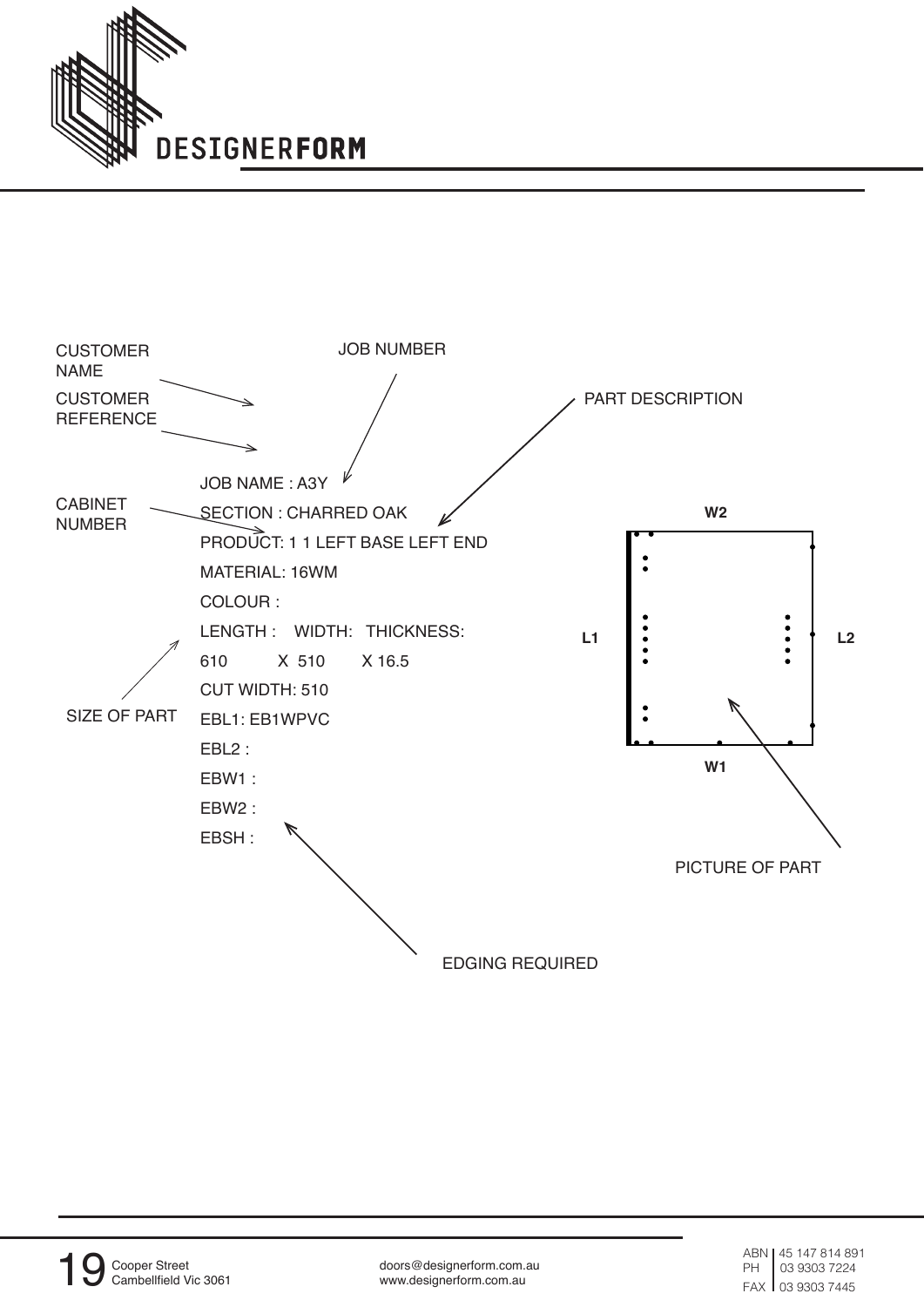DESIGNERFORM

CUSTOMER NAME

CUSTOMER REFERENCE

JOB NUMBER

PART DESCRIPTION

CABINET NUMBER

JOB NAME : A3Y

SECTION : CHARRED OAK

PRODUCT: 1 1 LEFT BASE LEFT END

MATERIAL: 16WM

COLOUR :

LENGTH : WIDTH: THICKNESS:

610 X 510 X 16.5

CUT WIDTH: 510

EBL1: EB1WPVC

EBL2 :

EBW1 :

EBW2 :

EBSH :

SIZE OF PART

EDGING REQUIRED

W2

L1

L2

W1

PICTURE OF PART

19 Cooper Street
Cambellfield Vic 3061

doors@designerform.com.au
www.designerform.com.au

ABN 45 147 814 891
PH 03 9303 7224
FAX 03 9303 7445